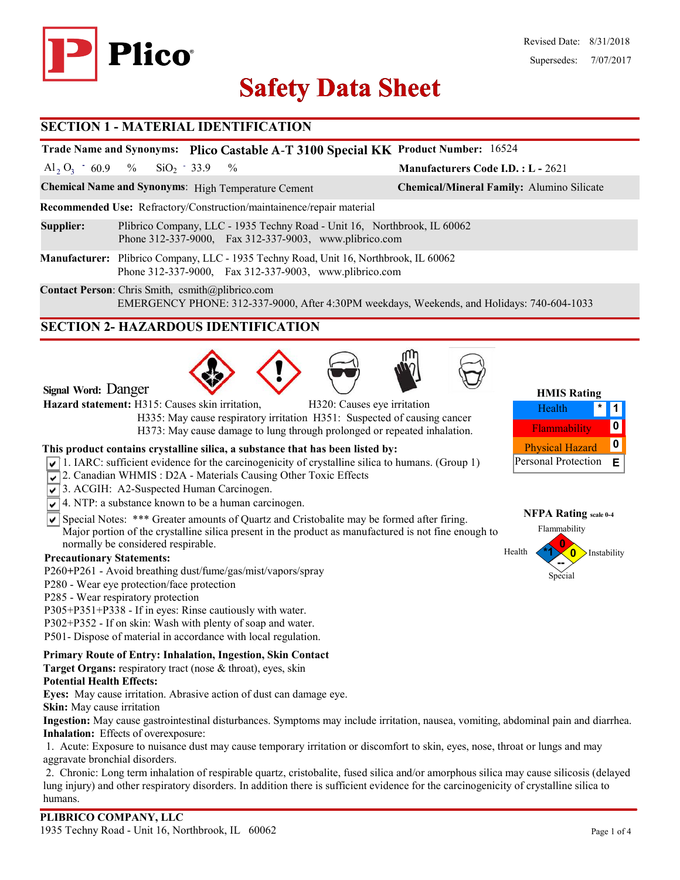Plico

Revised Date: 8/31/2018

Supersedes: 7/07/2017

# Safety Data Sheet

## SECTION 1 - MATERIAL IDENTIFICATION

**Trade Name and Synonyms:** **Plico Castable A-T 3100 Special KK** **Product Number:** 16524

$Al_2O_3$ - 60.9 % $SiO_2$ - 33.9 % **Manufacturers Code I.D. :** **L -** 2621

**Chemical Name and Synonyms**: High Temperature Cement **Chemical/Mineral Family:** Alumino Silicate

**Recommended Use:** Refractory/Construction/maintainence/repair material

**Supplier:** Plibrico Company, LLC - 1935 Techny Road - Unit 16, Northbrook, IL 60062
Phone 312-337-9000, Fax 312-337-9003, www.plibrico.com

**Manufacturer:** Plibrico Company, LLC - 1935 Techny Road, Unit 16, Northbrook, IL 60062
Phone 312-337-9000, Fax 312-337-9003, www.plibrico.com

**Contact Person**: Chris Smith, csmith@plibrico.com
EMERGENCY PHONE: 312-337-9000, After 4:30PM weekdays, Weekends, and Holidays: 740-604-1033

## SECTION 2- HAZARDOUS IDENTIFICATION

**Signal Word:** Danger

**Hazard statement:** H315: Causes skin irritation, H320: Causes eye irritation
H335: May cause respiratory irritation H351: Suspected of causing cancer
H373: May cause damage to lung through prolonged or repeated inhalation.

**HMIS Rating**

| | | |
|---|---|---|
| Health | * | 1 |
| Flammability | | 0 |
| Physical Hazard | | 0 |
| Personal Protection | | E |

**NFPA Rating** scale 0-4

Flammability: 0; Health: *1; Instability: 0; Special: --

**This product contains crystalline silica, a substance that has been listed by:**

- [x] 1. IARC: sufficient evidence for the carcinogenicity of crystalline silica to humans. (Group 1)
- [x] 2. Canadian WHMIS : D2A - Materials Causing Other Toxic Effects
- [x] 3. ACGIH: A2-Suspected Human Carcinogen.
- [x] 4. NTP: a substance known to be a human carcinogen.
- [x] Special Notes: *** Greater amounts of Quartz and Cristobalite may be formed after firing. Major portion of the crystalline silica present in the product as manufactured is not fine enough to normally be considered respirable.

**Precautionary Statements:**

P260+P261 - Avoid breathing dust/fume/gas/mist/vapors/spray
P280 - Wear eye protection/face protection
P285 - Wear respiratory protection
P305+P351+P338 - If in eyes: Rinse cautiously with water.
P302+P352 - If on skin: Wash with plenty of soap and water.
P501- Dispose of material in accordance with local regulation.

**Primary Route of Entry: Inhalation, Ingestion, Skin Contact**
**Target Organs:** respiratory tract (nose & throat), eyes, skin
**Potential Health Effects:**
**Eyes:** May cause irritation. Abrasive action of dust can damage eye.
**Skin:** May cause irritation
**Ingestion:** May cause gastrointestinal disturbances. Symptoms may include irritation, nausea, vomiting, abdominal pain and diarrhea.
**Inhalation:** Effects of overexposure:

1. Acute: Exposure to nuisance dust may cause temporary irritation or discomfort to skin, eyes, nose, throat or lungs and may aggravate bronchial disorders.
2. Chronic: Long term inhalation of respirable quartz, cristobalite, fused silica and/or amorphous silica may cause silicosis (delayed lung injury) and other respiratory disorders. In addition there is sufficient evidence for the carcinogenicity of crystalline silica to humans.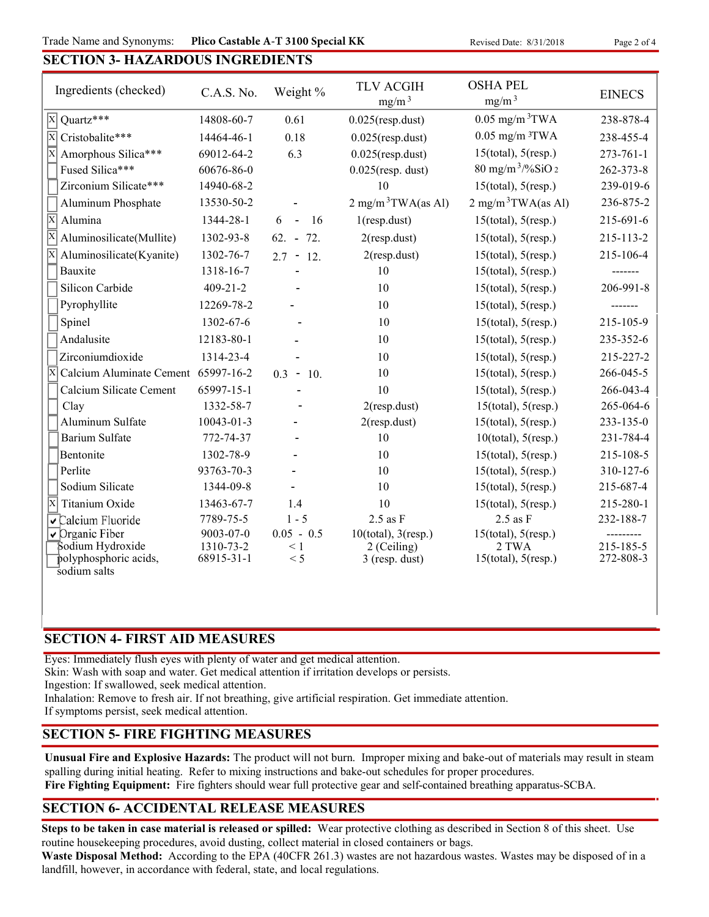## SECTION 3- HAZARDOUS INGREDIENTS

| Ingredients (checked) | C.A.S. No. | Weight % | TLV ACGIH $mg/m^3$ | OSHA PEL $mg/m^3$ | EINECS |
|---|---|---|---|---|---|
| [X] Quartz*** | 14808-60-7 | 0.61 | 0.025(resp.dust) | 0.05 $mg/m^3$TWA | 238-878-4 |
| [X] Cristobalite*** | 14464-46-1 | 0.18 | 0.025(resp.dust) | 0.05 $mg/m^3$TWA | 238-455-4 |
| [X] Amorphous Silica*** | 69012-64-2 | 6.3 | 0.025(resp.dust) | 15(total), 5(resp.) | 273-761-1 |
| [ ] Fused Silica*** | 60676-86-0 | | 0.025(resp. dust) | 80 $mg/m^3$/%$SiO_2$ | 262-373-8 |
| [ ] Zirconium Silicate*** | 14940-68-2 | | 10 | 15(total), 5(resp.) | 239-019-6 |
| [ ] Aluminum Phosphate | 13530-50-2 | - | 2 $mg/m^3$TWA(as Al) | 2 $mg/m^3$TWA(as Al) | 236-875-2 |
| [X] Alumina | 1344-28-1 | 6 - 16 | 1(resp.dust) | 15(total), 5(resp.) | 215-691-6 |
| [X] Aluminosilicate(Mullite) | 1302-93-8 | 62. - 72. | 2(resp.dust) | 15(total), 5(resp.) | 215-113-2 |
| [X] Aluminosilicate(Kyanite) | 1302-76-7 | 2.7 - 12. | 2(resp.dust) | 15(total), 5(resp.) | 215-106-4 |
| [ ] Bauxite | 1318-16-7 | - | 10 | 15(total), 5(resp.) | ------- |
| [ ] Silicon Carbide | 409-21-2 | - | 10 | 15(total), 5(resp.) | 206-991-8 |
| [ ] Pyrophyllite | 12269-78-2 | - | 10 | 15(total), 5(resp.) | ------- |
| [ ] Spinel | 1302-67-6 | - | 10 | 15(total), 5(resp.) | 215-105-9 |
| [ ] Andalusite | 12183-80-1 | - | 10 | 15(total), 5(resp.) | 235-352-6 |
| [ ] Zirconiumdioxide | 1314-23-4 | - | 10 | 15(total), 5(resp.) | 215-227-2 |
| [X] Calcium Aluminate Cement | 65997-16-2 | 0.3 - 10. | 10 | 15(total), 5(resp.) | 266-045-5 |
| [ ] Calcium Silicate Cement | 65997-15-1 | - | 10 | 15(total), 5(resp.) | 266-043-4 |
| [ ] Clay | 1332-58-7 | - | 2(resp.dust) | 15(total), 5(resp.) | 265-064-6 |
| [ ] Aluminum Sulfate | 10043-01-3 | - | 2(resp.dust) | 15(total), 5(resp.) | 233-135-0 |
| [ ] Barium Sulfate | 772-74-37 | - | 10 | 10(total), 5(resp.) | 231-784-4 |
| [ ] Bentonite | 1302-78-9 | - | 10 | 15(total), 5(resp.) | 215-108-5 |
| [ ] Perlite | 93763-70-3 | - | 10 | 15(total), 5(resp.) | 310-127-6 |
| [ ] Sodium Silicate | 1344-09-8 | - | 10 | 15(total), 5(resp.) | 215-687-4 |
| [X] Titanium Oxide | 13463-67-7 | 1.4 | 10 | 15(total), 5(resp.) | 215-280-1 |
| [✓] Calcium Fluoride | 7789-75-5 | 1 - 5 | 2.5 as F | 2.5 as F | 232-188-7 |
| [✓] Organic Fiber | 9003-07-0 | 0.05 - 0.5 | 10(total), 3(resp.) | 15(total), 5(resp.) | --------- |
| [ ] Sodium Hydroxide | 1310-73-2 | < 1 | 2 (Ceiling) | 2 TWA | 215-185-5 |
| [ ] polyphosphoric acids, sodium salts | 68915-31-1 | < 5 | 3 (resp. dust) | 15(total), 5(resp.) | 272-808-3 |

## SECTION 4- FIRST AID MEASURES

Eyes: Immediately flush eyes with plenty of water and get medical attention.
Skin: Wash with soap and water. Get medical attention if irritation develops or persists.
Ingestion: If swallowed, seek medical attention.
Inhalation: Remove to fresh air. If not breathing, give artificial respiration. Get immediate attention.
If symptoms persist, seek medical attention.

## SECTION 5- FIRE FIGHTING MEASURES

**Unusual Fire and Explosive Hazards:** The product will not burn. Improper mixing and bake-out of materials may result in steam spalling during initial heating. Refer to mixing instructions and bake-out schedules for proper procedures.
**Fire Fighting Equipment:** Fire fighters should wear full protective gear and self-contained breathing apparatus-SCBA.

## SECTION 6- ACCIDENTAL RELEASE MEASURES

**Steps to be taken in case material is released or spilled:** Wear protective clothing as described in Section 8 of this sheet. Use routine housekeeping procedures, avoid dusting, collect material in closed containers or bags.
**Waste Disposal Method:** According to the EPA (40CFR 261.3) wastes are not hazardous wastes. Wastes may be disposed of in a landfill, however, in accordance with federal, state, and local regulations.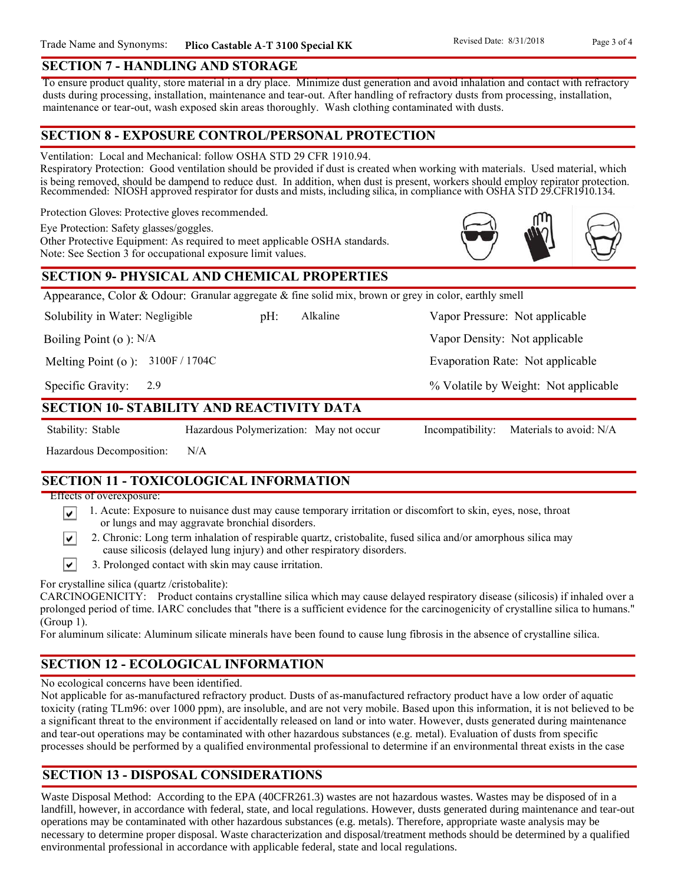## SECTION 7 - HANDLING AND STORAGE

To ensure product quality, store material in a dry place. Minimize dust generation and avoid inhalation and contact with refractory dusts during processing, installation, maintenance and tear-out. After handling of refractory dusts from processing, installation, maintenance or tear-out, wash exposed skin areas thoroughly. Wash clothing contaminated with dusts.

## SECTION 8 - EXPOSURE CONTROL/PERSONAL PROTECTION

Ventilation: Local and Mechanical: follow OSHA STD 29 CFR 1910.94.
Respiratory Protection: Good ventilation should be provided if dust is created when working with materials. Used material, which is being removed, should be dampend to reduce dust. In addition, when dust is present, workers should employ repirator protection. Recommended: NIOSH approved respirator for dusts and mists, including silica, in compliance with OSHA STD 29.CFR1910.134.

Protection Gloves: Protective gloves recommended.

Eye Protection: Safety glasses/goggles.
Other Protective Equipment: As required to meet applicable OSHA standards.
Note: See Section 3 for occupational exposure limit values.

## SECTION 9- PHYSICAL AND CHEMICAL PROPERTIES

Appearance, Color & Odour: Granular aggregate & fine solid mix, brown or grey in color, earthly smell

| | | |
|---|---|---|
| Solubility in Water: Negligible | pH: Alkaline | Vapor Pressure: Not applicable |
| Boiling Point (o ): N/A | | Vapor Density: Not applicable |
| Melting Point (o ): 3100F / 1704C | | Evaporation Rate: Not applicable |
| Specific Gravity: 2.9 | | % Volatile by Weight: Not applicable |

## SECTION 10- STABILITY AND REACTIVITY DATA

| | | |
|---|---|---|
| Stability: Stable | Hazardous Polymerization: May not occur | Incompatibility: Materials to avoid: N/A |
| Hazardous Decomposition: N/A | | |

## SECTION 11 - TOXICOLOGICAL INFORMATION

Effects of overexposure:

- ☑ 1. Acute: Exposure to nuisance dust may cause temporary irritation or discomfort to skin, eyes, nose, throat or lungs and may aggravate bronchial disorders.
- ☑ 2. Chronic: Long term inhalation of respirable quartz, cristobalite, fused silica and/or amorphous silica may cause silicosis (delayed lung injury) and other respiratory disorders.
- ☑ 3. Prolonged contact with skin may cause irritation.

For crystalline silica (quartz /cristobalite):
CARCINOGENICITY: Product contains crystalline silica which may cause delayed respiratory disease (silicosis) if inhaled over a prolonged period of time. IARC concludes that "there is a sufficient evidence for the carcinogenicity of crystalline silica to humans." (Group 1).
For aluminum silicate: Aluminum silicate minerals have been found to cause lung fibrosis in the absence of crystalline silica.

## SECTION 12 - ECOLOGICAL INFORMATION

No ecological concerns have been identified.
Not applicable for as-manufactured refractory product. Dusts of as-manufactured refractory product have a low order of aquatic toxicity (rating TLm96: over 1000 ppm), are insoluble, and are not very mobile. Based upon this information, it is not believed to be a significant threat to the environment if accidentally released on land or into water. However, dusts generated during maintenance and tear-out operations may be contaminated with other hazardous substances (e.g. metal). Evaluation of dusts from specific processes should be performed by a qualified environmental professional to determine if an environmental threat exists in the case

## SECTION 13 - DISPOSAL CONSIDERATIONS

Waste Disposal Method: According to the EPA (40CFR261.3) wastes are not hazardous wastes. Wastes may be disposed of in a landfill, however, in accordance with federal, state, and local regulations. However, dusts generated during maintenance and tear-out operations may be contaminated with other hazardous substances (e.g. metals). Therefore, appropriate waste analysis may be necessary to determine proper disposal. Waste characterization and disposal/treatment methods should be determined by a qualified environmental professional in accordance with applicable federal, state and local regulations.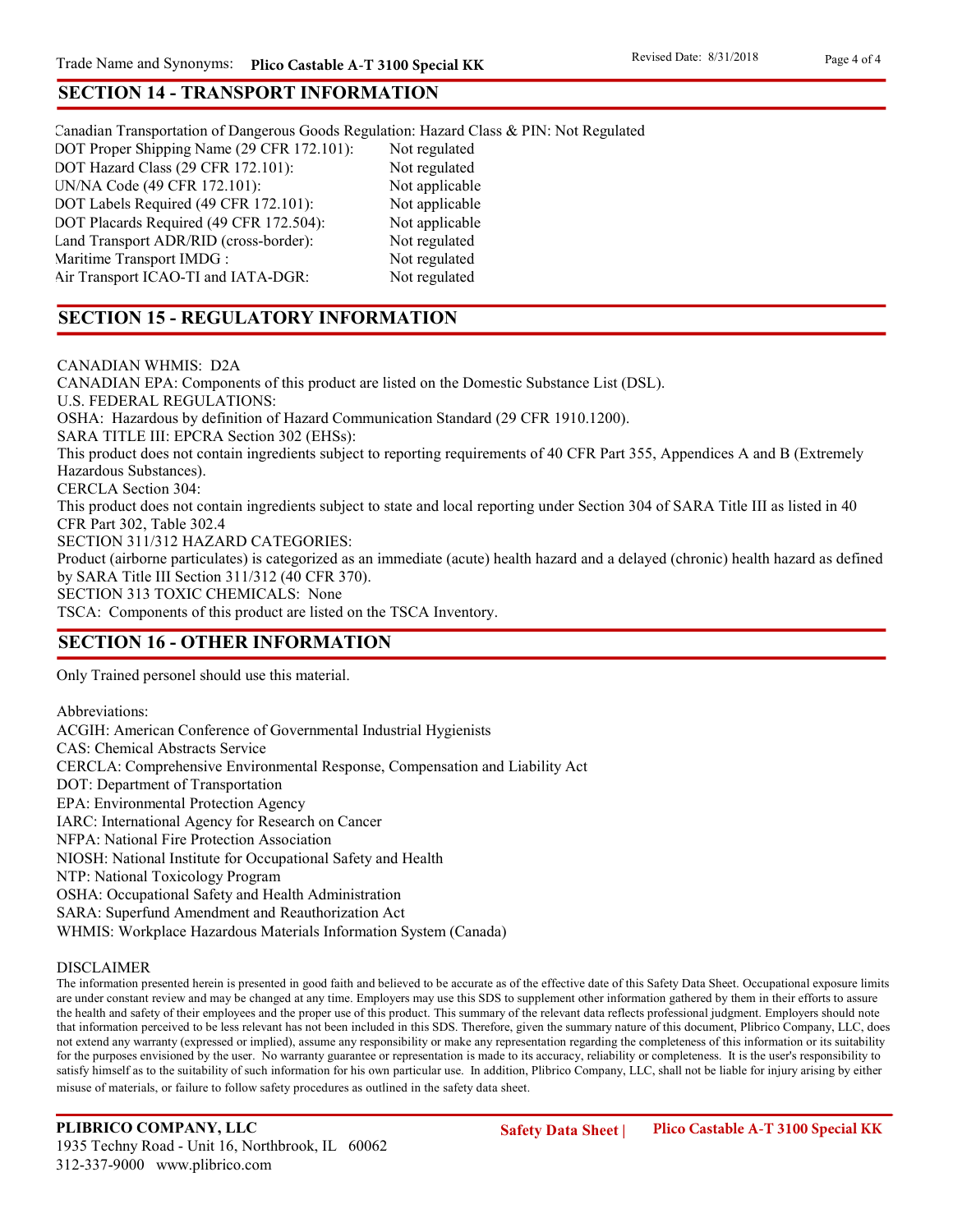## SECTION 14 - TRANSPORT INFORMATION

Canadian Transportation of Dangerous Goods Regulation: Hazard Class & PIN: Not Regulated

| | |
|---|---|
| DOT Proper Shipping Name (29 CFR 172.101): | Not regulated |
| DOT Hazard Class (29 CFR 172.101): | Not regulated |
| UN/NA Code (49 CFR 172.101): | Not applicable |
| DOT Labels Required (49 CFR 172.101): | Not applicable |
| DOT Placards Required (49 CFR 172.504): | Not applicable |
| Land Transport ADR/RID (cross-border): | Not regulated |
| Maritime Transport IMDG : | Not regulated |
| Air Transport ICAO-TI and IATA-DGR: | Not regulated |

## SECTION 15 - REGULATORY INFORMATION

CANADIAN WHMIS: D2A

CANADIAN EPA: Components of this product are listed on the Domestic Substance List (DSL).

U.S. FEDERAL REGULATIONS:

OSHA: Hazardous by definition of Hazard Communication Standard (29 CFR 1910.1200).

SARA TITLE III: EPCRA Section 302 (EHSs):

This product does not contain ingredients subject to reporting requirements of 40 CFR Part 355, Appendices A and B (Extremely Hazardous Substances).

CERCLA Section 304:

This product does not contain ingredients subject to state and local reporting under Section 304 of SARA Title III as listed in 40 CFR Part 302, Table 302.4

SECTION 311/312 HAZARD CATEGORIES:

Product (airborne particulates) is categorized as an immediate (acute) health hazard and a delayed (chronic) health hazard as defined by SARA Title III Section 311/312 (40 CFR 370).

SECTION 313 TOXIC CHEMICALS: None

TSCA: Components of this product are listed on the TSCA Inventory.

## SECTION 16 - OTHER INFORMATION

Only Trained personel should use this material.

Abbreviations:

ACGIH: American Conference of Governmental Industrial Hygienists
CAS: Chemical Abstracts Service
CERCLA: Comprehensive Environmental Response, Compensation and Liability Act
DOT: Department of Transportation
EPA: Environmental Protection Agency
IARC: International Agency for Research on Cancer
NFPA: National Fire Protection Association
NIOSH: National Institute for Occupational Safety and Health
NTP: National Toxicology Program
OSHA: Occupational Safety and Health Administration
SARA: Superfund Amendment and Reauthorization Act
WHMIS: Workplace Hazardous Materials Information System (Canada)

DISCLAIMER

The information presented herein is presented in good faith and believed to be accurate as of the effective date of this Safety Data Sheet. Occupational exposure limits are under constant review and may be changed at any time. Employers may use this SDS to supplement other information gathered by them in their efforts to assure the health and safety of their employees and the proper use of this product. This summary of the relevant data reflects professional judgment. Employers should note that information perceived to be less relevant has not been included in this SDS. Therefore, given the summary nature of this document, Plibrico Company, LLC, does not extend any warranty (expressed or implied), assume any responsibility or make any representation regarding the completeness of this information or its suitability for the purposes envisioned by the user. No warranty guarantee or representation is made to its accuracy, reliability or completeness. It is the user's responsibility to satisfy himself as to the suitability of such information for his own particular use. In addition, Plibrico Company, LLC, shall not be liable for injury arising by either misuse of materials, or failure to follow safety procedures as outlined in the safety data sheet.

**PLIBRICO COMPANY, LLC**
1935 Techny Road - Unit 16, Northbrook, IL 60062
312-337-9000 www.plibrico.com